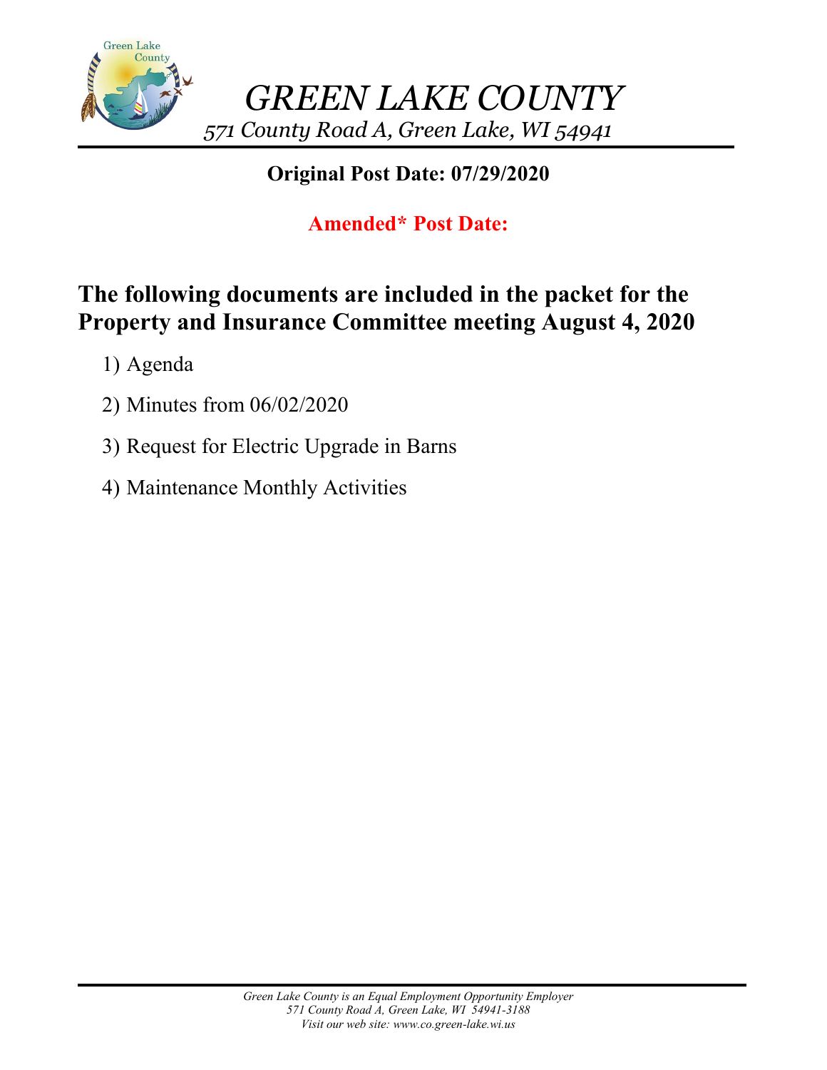# GREEN LAKE COUNTY

*571 County Road A, Green Lake, WI 54941*

**Original Post Date: 07/29/2020**

**Amended* Post Date:**

## The following documents are included in the packet for the Property and Insurance Committee meeting August 4, 2020

1) Agenda
2) Minutes from 06/02/2020
3) Request for Electric Upgrade in Barns
4) Maintenance Monthly Activities

*Green Lake County is an Equal Employment Opportunity Employer*
*571 County Road A, Green Lake, WI 54941-3188*
*Visit our web site: www.co.green-lake.wi.us*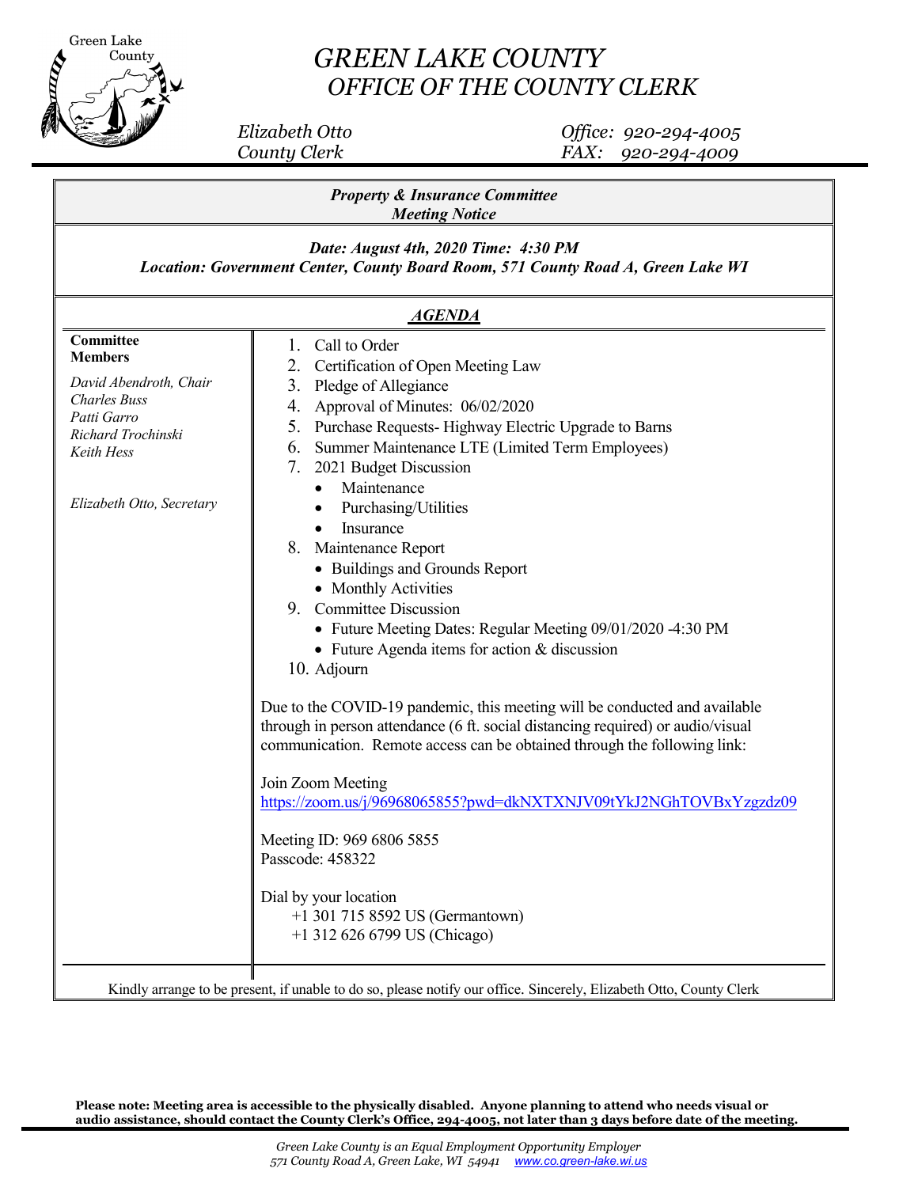# GREEN LAKE COUNTY
## OFFICE OF THE COUNTY CLERK

*Elizabeth Otto*
*County Clerk*

*Office: 920-294-4005*
*FAX: 920-294-4009*

***Property & Insurance Committee***
***Meeting Notice***

***Date: August 4th, 2020 Time: 4:30 PM***
***Location: Government Center, County Board Room, 571 County Road A, Green Lake WI***

***AGENDA***

**Committee Members**

*David Abendroth, Chair*
*Charles Buss*
*Patti Garro*
*Richard Trochinski*
*Keith Hess*

*Elizabeth Otto, Secretary*

1. Call to Order
2. Certification of Open Meeting Law
3. Pledge of Allegiance
4. Approval of Minutes: 06/02/2020
5. Purchase Requests- Highway Electric Upgrade to Barns
6. Summer Maintenance LTE (Limited Term Employees)
7. 2021 Budget Discussion
   - Maintenance
   - Purchasing/Utilities
   - Insurance
8. Maintenance Report
   - Buildings and Grounds Report
   - Monthly Activities
9. Committee Discussion
   - Future Meeting Dates: Regular Meeting 09/01/2020 -4:30 PM
   - Future Agenda items for action & discussion
10. Adjourn

Due to the COVID-19 pandemic, this meeting will be conducted and available through in person attendance (6 ft. social distancing required) or audio/visual communication. Remote access can be obtained through the following link:

Join Zoom Meeting
https://zoom.us/j/96968065855?pwd=dkNXTXNJV09tYkJ2NGhTOVBxYzgzdz09

Meeting ID: 969 6806 5855
Passcode: 458322

Dial by your location
+1 301 715 8592 US (Germantown)
+1 312 626 6799 US (Chicago)

Kindly arrange to be present, if unable to do so, please notify our office. Sincerely, Elizabeth Otto, County Clerk

**Please note: Meeting area is accessible to the physically disabled. Anyone planning to attend who needs visual or audio assistance, should contact the County Clerk's Office, 294-4005, not later than 3 days before date of the meeting.**

*Green Lake County is an Equal Employment Opportunity Employer*
*571 County Road A, Green Lake, WI 54941 www.co.green-lake.wi.us*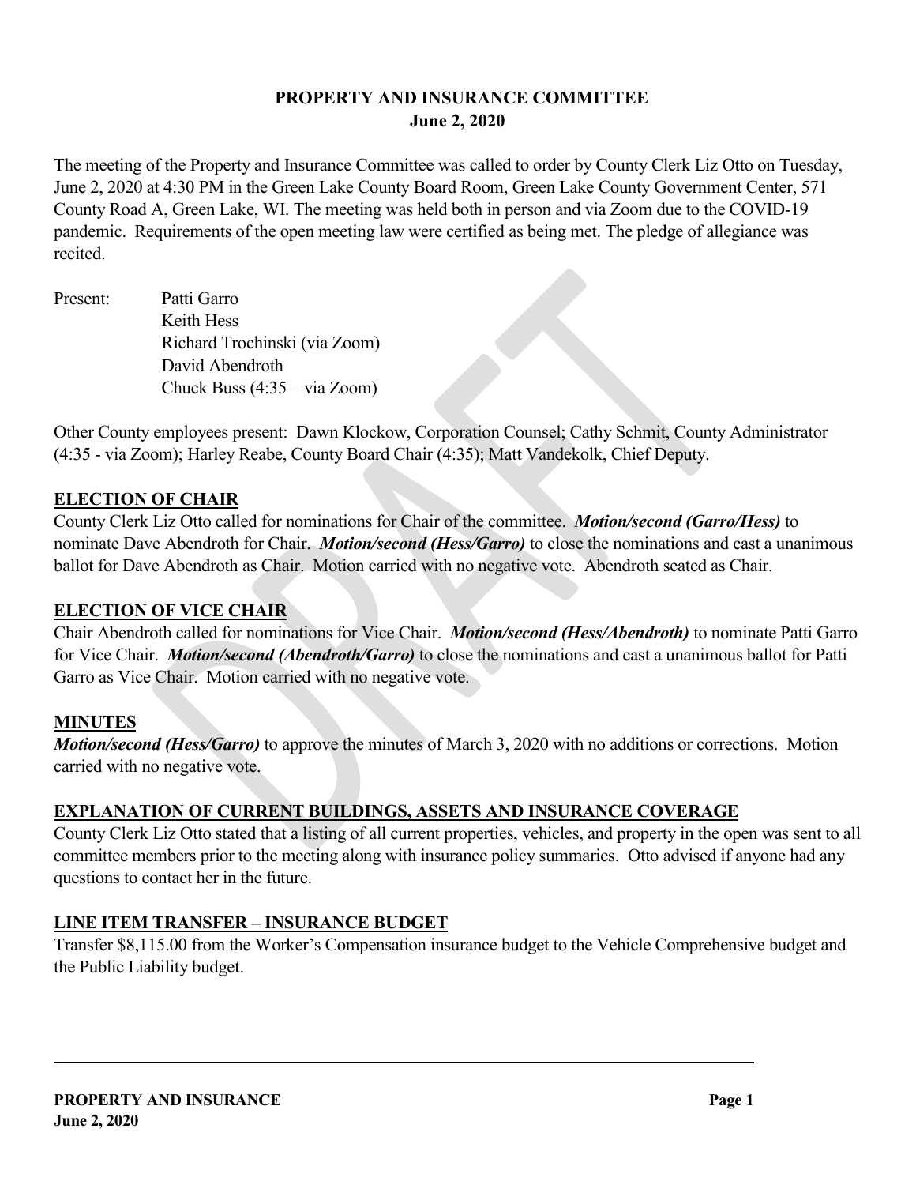# PROPERTY AND INSURANCE COMMITTEE
**June 2, 2020**

The meeting of the Property and Insurance Committee was called to order by County Clerk Liz Otto on Tuesday, June 2, 2020 at 4:30 PM in the Green Lake County Board Room, Green Lake County Government Center, 571 County Road A, Green Lake, WI. The meeting was held both in person and via Zoom due to the COVID-19 pandemic. Requirements of the open meeting law were certified as being met. The pledge of allegiance was recited.

Present: Patti Garro
Keith Hess
Richard Trochinski (via Zoom)
David Abendroth
Chuck Buss (4:35 – via Zoom)

Other County employees present: Dawn Klockow, Corporation Counsel; Cathy Schmit, County Administrator (4:35 - via Zoom); Harley Reabe, County Board Chair (4:35); Matt Vandekolk, Chief Deputy.

## ELECTION OF CHAIR

County Clerk Liz Otto called for nominations for Chair of the committee. ***Motion/second (Garro/Hess)*** to nominate Dave Abendroth for Chair. ***Motion/second (Hess/Garro)*** to close the nominations and cast a unanimous ballot for Dave Abendroth as Chair. Motion carried with no negative vote. Abendroth seated as Chair.

## ELECTION OF VICE CHAIR

Chair Abendroth called for nominations for Vice Chair. ***Motion/second (Hess/Abendroth)*** to nominate Patti Garro for Vice Chair. ***Motion/second (Abendroth/Garro)*** to close the nominations and cast a unanimous ballot for Patti Garro as Vice Chair. Motion carried with no negative vote.

## MINUTES

***Motion/second (Hess/Garro)*** to approve the minutes of March 3, 2020 with no additions or corrections. Motion carried with no negative vote.

## EXPLANATION OF CURRENT BUILDINGS, ASSETS AND INSURANCE COVERAGE

County Clerk Liz Otto stated that a listing of all current properties, vehicles, and property in the open was sent to all committee members prior to the meeting along with insurance policy summaries. Otto advised if anyone had any questions to contact her in the future.

## LINE ITEM TRANSFER – INSURANCE BUDGET

Transfer $8,115.00 from the Worker's Compensation insurance budget to the Vehicle Comprehensive budget and the Public Liability budget.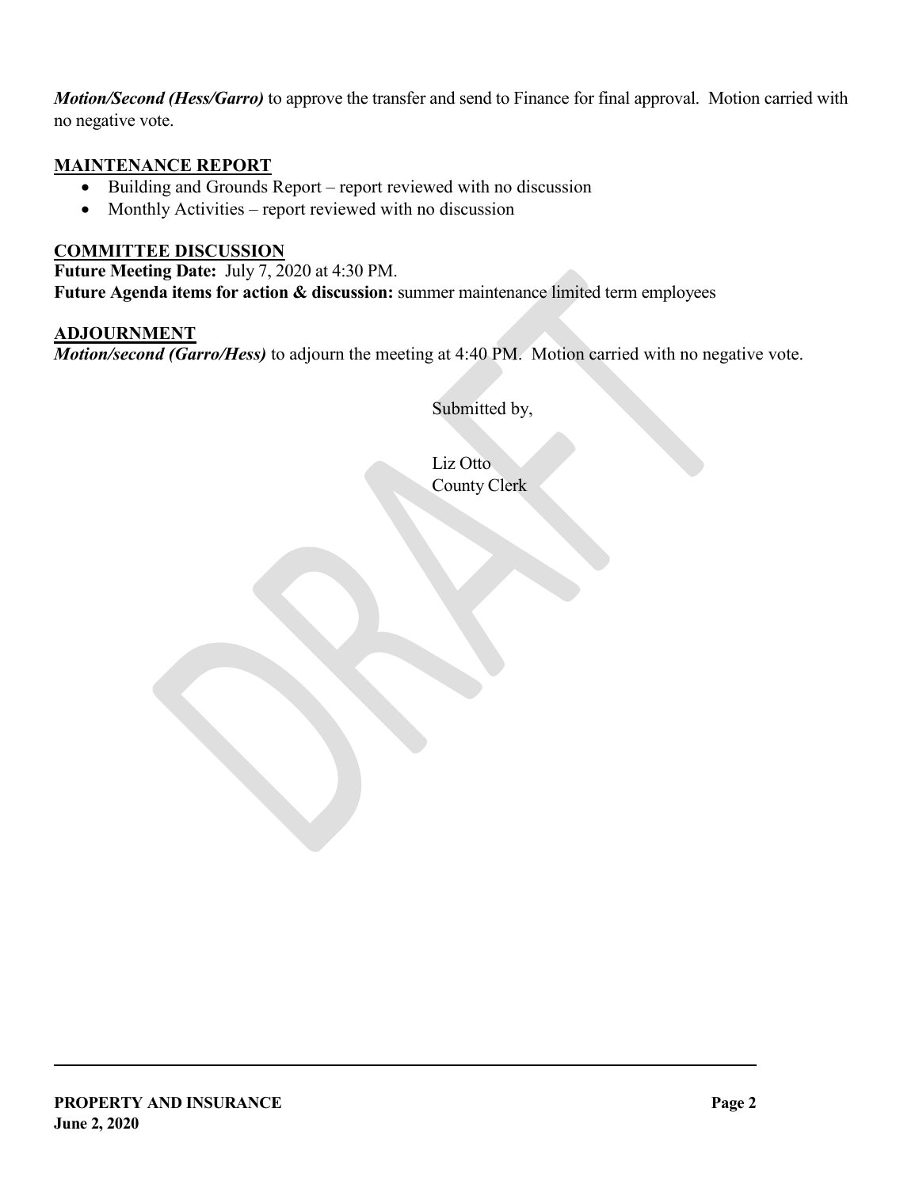***Motion/Second (Hess/Garro)*** to approve the transfer and send to Finance for final approval. Motion carried with no negative vote.

## MAINTENANCE REPORT

- Building and Grounds Report – report reviewed with no discussion
- Monthly Activities – report reviewed with no discussion

## COMMITTEE DISCUSSION

**Future Meeting Date:** July 7, 2020 at 4:30 PM.
**Future Agenda items for action & discussion:** summer maintenance limited term employees

## ADJOURNMENT

***Motion/second (Garro/Hess)*** to adjourn the meeting at 4:40 PM. Motion carried with no negative vote.

Submitted by,

Liz Otto
County Clerk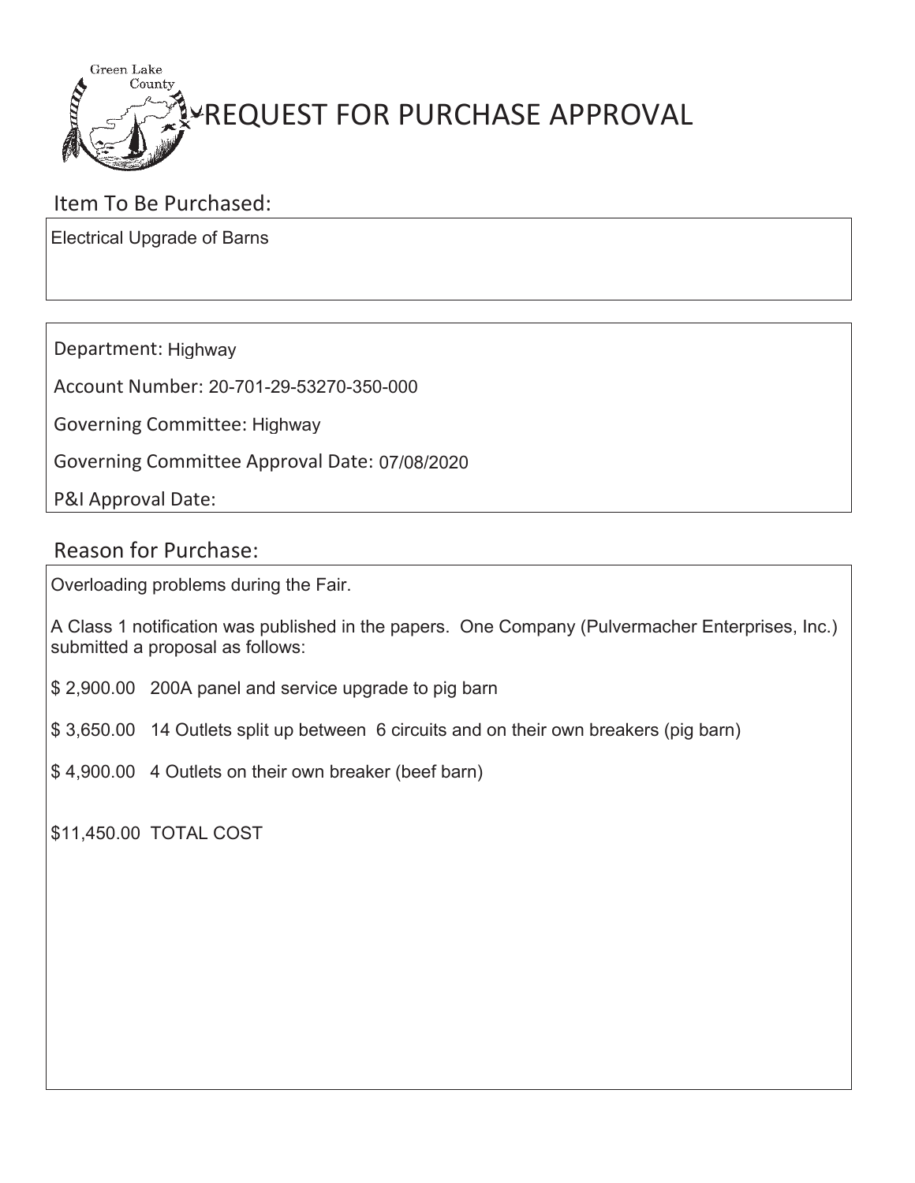# REQUEST FOR PURCHASE APPROVAL

## Item To Be Purchased:

Electrical Upgrade of Barns

Department: Highway

Account Number: 20-701-29-53270-350-000

Governing Committee: Highway

Governing Committee Approval Date: 07/08/2020

P&I Approval Date:

## Reason for Purchase:

Overloading problems during the Fair.

A Class 1 notification was published in the papers. One Company (Pulvermacher Enterprises, Inc.) submitted a proposal as follows:

$ 2,900.00 200A panel and service upgrade to pig barn

$ 3,650.00 14 Outlets split up between 6 circuits and on their own breakers (pig barn)

$ 4,900.00 4 Outlets on their own breaker (beef barn)

$11,450.00 TOTAL COST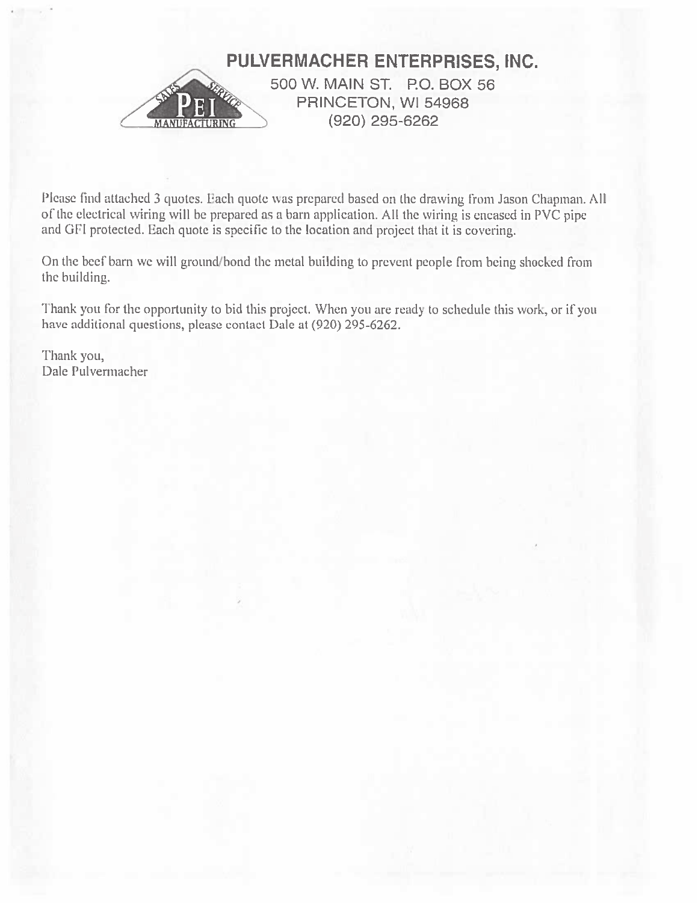# PULVERMACHER ENTERPRISES, INC.

500 W. MAIN ST. P.O. BOX 56
PRINCETON, WI 54968
(920) 295-6262

Please find attached 3 quotes. Each quote was prepared based on the drawing from Jason Chapman. All of the electrical wiring will be prepared as a barn application. All the wiring is encased in PVC pipe and GFI protected. Each quote is specific to the location and project that it is covering.

On the beef barn we will ground/bond the metal building to prevent people from being shocked from the building.

Thank you for the opportunity to bid this project. When you are ready to schedule this work, or if you have additional questions, please contact Dale at (920) 295-6262.

Thank you,
Dale Pulvermacher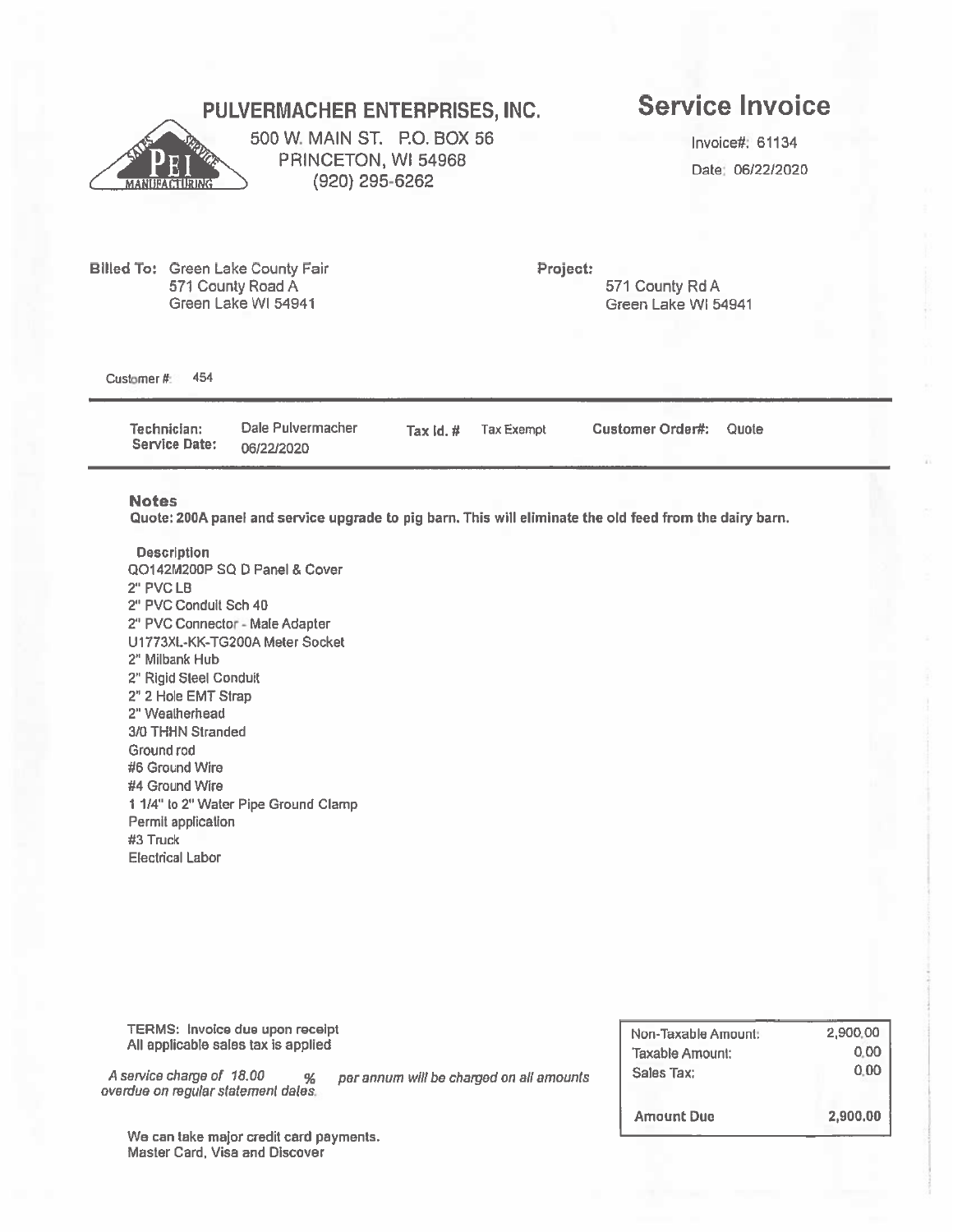# PULVERMACHER ENTERPRISES, INC.

PEI — SALES · SERVICE · MANUFACTURING

500 W. MAIN ST. P.O. BOX 56
PRINCETON, WI 54968
(920) 295-6262

## Service Invoice

Invoice#: 61134
Date: 06/22/2020

**Billed To:** Green Lake County Fair
571 County Road A
Green Lake WI 54941

**Project:**
571 County Rd A
Green Lake WI 54941

Customer #: 454

| **Technician:** | Dale Pulvermacher | **Tax Id. #** | Tax Exempt | **Customer Order#:** | Quote |
|---|---|---|---|---|---|
| **Service Date:** | 06/22/2020 | | | | |

### Notes

**Quote: 200A panel and service upgrade to pig barn. This will eliminate the old feed from the dairy barn.**

**Description**

QO142M200P SQ D Panel & Cover
2" PVC LB
2" PVC Conduit Sch 40
2" PVC Connector - Male Adapter
U1773XL-KK-TG200A Meter Socket
2" Milbank Hub
2" Rigid Steel Conduit
2" 2 Hole EMT Strap
2" Weatherhead
3/0 THHN Stranded
Ground rod
#6 Ground Wire
#4 Ground Wire
1 1/4" to 2" Water Pipe Ground Clamp
Permit application
#3 Truck
Electrical Labor

TERMS: Invoice due upon receipt
All applicable sales tax is applied

*A service charge of 18.00 % per annum will be charged on all amounts overdue on regular statement dates.*

We can take major credit card payments.
Master Card, Visa and Discover

| | |
|---|---|
| Non-Taxable Amount: | 2,900.00 |
| Taxable Amount: | 0.00 |
| Sales Tax: | 0.00 |
| **Amount Due** | **2,900.00** |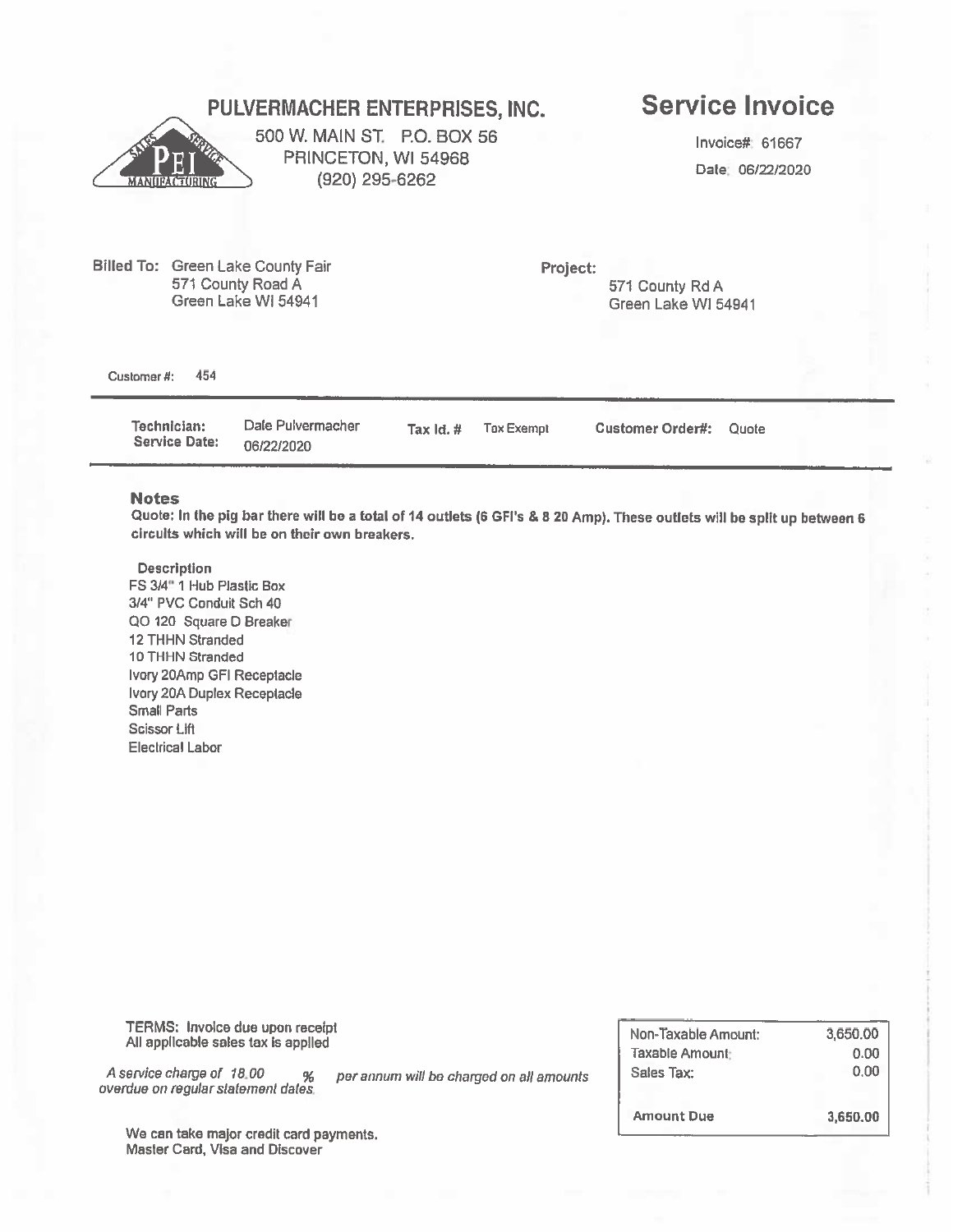# PULVERMACHER ENTERPRISES, INC.

SALES · SERVICE · PEI · MANUFACTURING

500 W. MAIN ST. P.O. BOX 56
PRINCETON, WI 54968
(920) 295-6262

## Service Invoice

Invoice#: 61667
Date: 06/22/2020

**Billed To:** Green Lake County Fair
571 County Road A
Green Lake WI 54941

**Project:**
571 County Rd A
Green Lake WI 54941

Customer #: 454

| **Technician:** | Dale Pulvermacher | **Tax Id. #** | Tax Exempt | **Customer Order#:** | Quote |
|---|---|---|---|---|---|
| **Service Date:** | 06/22/2020 | | | | |

### Notes

**Quote: In the pig bar there will be a total of 14 outlets (6 GFI's & 8 20 Amp). These outlets will be split up between 6 circuits which will be on their own breakers.**

**Description**

FS 3/4" 1 Hub Plastic Box
3/4" PVC Conduit Sch 40
QO 120 Square D Breaker
12 THHN Stranded
10 THHN Stranded
Ivory 20Amp GFI Receptacle
Ivory 20A Duplex Receptacle
Small Parts
Scissor Lift
Electrical Labor

TERMS: Invoice due upon receipt
All applicable sales tax is applied

*A service charge of 18.00 % per annum will be charged on all amounts overdue on regular statement dates.*

We can take major credit card payments.
Master Card, Visa and Discover

| | |
|---|---|
| Non-Taxable Amount: | 3,650.00 |
| Taxable Amount: | 0.00 |
| Sales Tax: | 0.00 |
| **Amount Due** | **3,650.00** |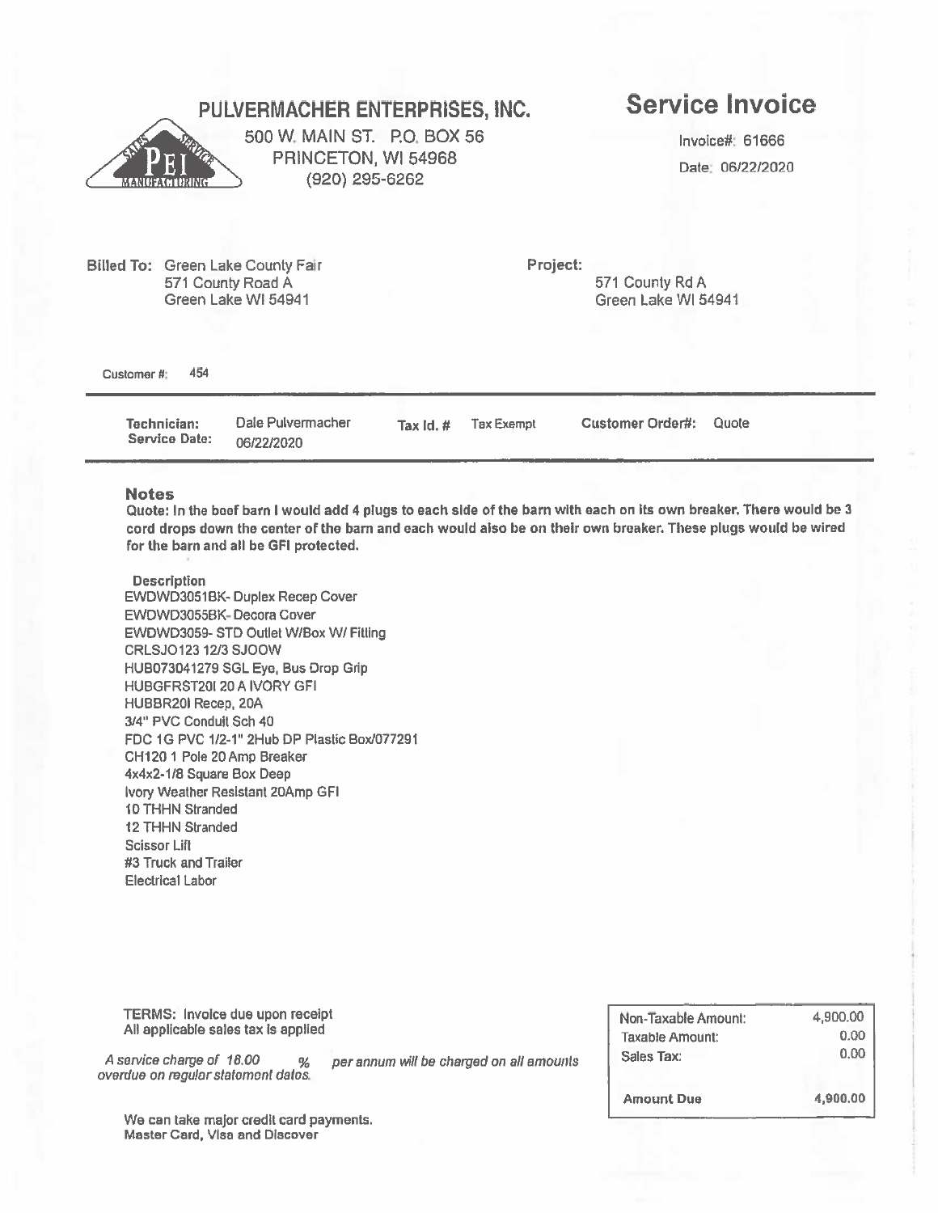# PULVERMACHER ENTERPRISES, INC.

500 W. MAIN ST. P.O. BOX 56
PRINCETON, WI 54968
(920) 295-6262

## Service Invoice

Invoice#: 61666
Date: 06/22/2020

**Billed To:** Green Lake County Fair
571 County Road A
Green Lake WI 54941

**Project:**
571 County Rd A
Green Lake WI 54941

Customer #: 454

| **Technician:** | Dale Pulvermacher | **Tax Id. #** | Tax Exempt | **Customer Order#:** | Quote |
|---|---|---|---|---|---|
| **Service Date:** | 06/22/2020 | | | | |

### Notes

**Quote: In the beef barn I would add 4 plugs to each side of the barn with each on its own breaker. There would be 3 cord drops down the center of the barn and each would also be on their own breaker. These plugs would be wired for the barn and all be GFI protected.**

**Description**

- EWDWD3051BK- Duplex Recep Cover
- EWDWD3055BK- Decora Cover
- EWDWD3059- STD Outlet W/Box W/ Fitting
- CRLSJO123 12/3 SJOOW
- HUB073041279 SGL Eye, Bus Drop Grip
- HUBGFRST20I 20 A IVORY GFI
- HUBBR20I Recep, 20A
- 3/4" PVC Conduit Sch 40
- FDC 1G PVC 1/2-1" 2Hub DP Plastic Box/077291
- CH120 1 Pole 20 Amp Breaker
- 4x4x2-1/8 Square Box Deep
- Ivory Weather Resistant 20Amp GFI
- 10 THHN Stranded
- 12 THHN Stranded
- Scissor Lift
- #3 Truck and Trailer
- Electrical Labor

TERMS: Invoice due upon receipt
All applicable sales tax is applied

*A service charge of 18.00 % per annum will be charged on all amounts overdue on regular statement dates.*

| | |
|---|---|
| Non-Taxable Amount: | 4,900.00 |
| Taxable Amount: | 0.00 |
| Sales Tax: | 0.00 |
| **Amount Due** | **4,900.00** |

**We can take major credit card payments.**
**Master Card, Visa and Discover**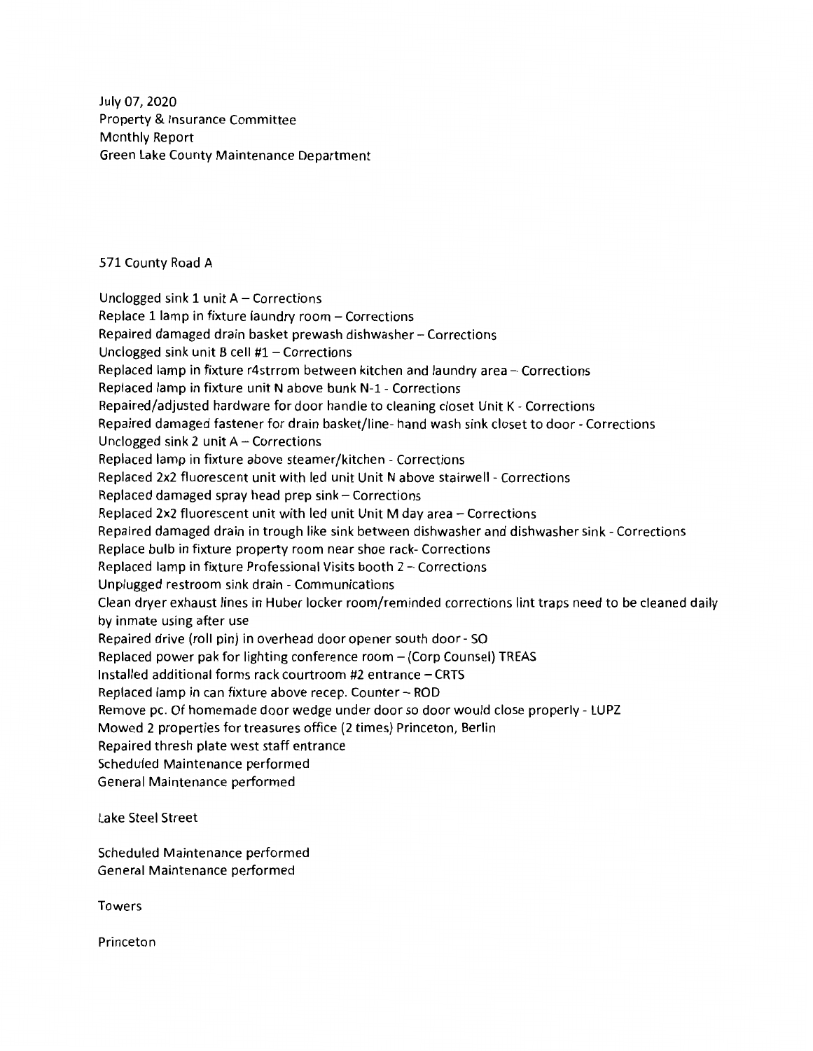July 07, 2020
Property & Insurance Committee
Monthly Report
Green Lake County Maintenance Department

571 County Road A

Unclogged sink 1 unit A – Corrections
Replace 1 lamp in fixture laundry room – Corrections
Repaired damaged drain basket prewash dishwasher – Corrections
Unclogged sink unit B cell #1 – Corrections
Replaced lamp in fixture r4strrom between kitchen and laundry area – Corrections
Replaced lamp in fixture unit N above bunk N-1 - Corrections
Repaired/adjusted hardware for door handle to cleaning closet Unit K - Corrections
Repaired damaged fastener for drain basket/line- hand wash sink closet to door - Corrections
Unclogged sink 2 unit A – Corrections
Replaced lamp in fixture above steamer/kitchen - Corrections
Replaced 2x2 fluorescent unit with led unit Unit N above stairwell - Corrections
Replaced damaged spray head prep sink – Corrections
Replaced 2x2 fluorescent unit with led unit Unit M day area – Corrections
Repaired damaged drain in trough like sink between dishwasher and dishwasher sink - Corrections
Replace bulb in fixture property room near shoe rack- Corrections
Replaced lamp in fixture Professional Visits booth 2 – Corrections
Unplugged restroom sink drain - Communications
Clean dryer exhaust lines in Huber locker room/reminded corrections lint traps need to be cleaned daily by inmate using after use
Repaired drive (roll pin) in overhead door opener south door - SO
Replaced power pak for lighting conference room – (Corp Counsel) TREAS
Installed additional forms rack courtroom #2 entrance – CRTS
Replaced lamp in can fixture above recep. Counter – ROD
Remove pc. Of homemade door wedge under door so door would close properly - LUPZ
Mowed 2 properties for treasures office (2 times) Princeton, Berlin
Repaired thresh plate west staff entrance
Scheduled Maintenance performed
General Maintenance performed

Lake Steel Street

Scheduled Maintenance performed
General Maintenance performed

Towers

Princeton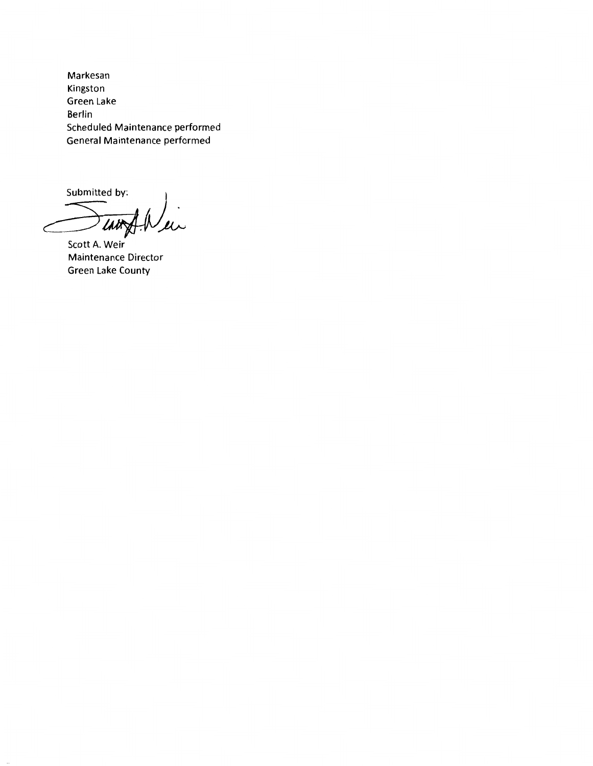Markesan
Kingston
Green Lake
Berlin
Scheduled Maintenance performed
General Maintenance performed

Submitted by:

Scott A. Weir
Maintenance Director
Green Lake County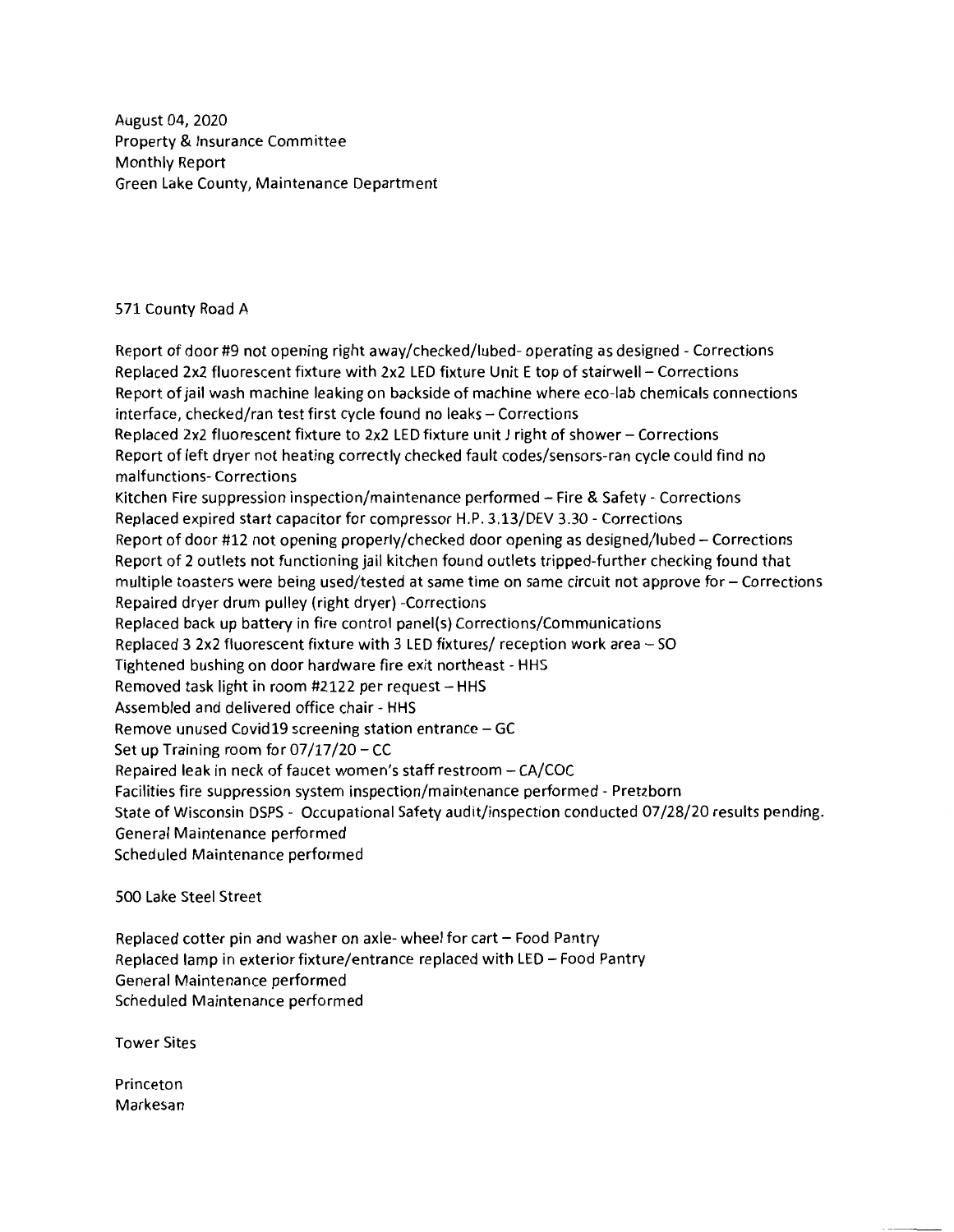August 04, 2020
Property & Insurance Committee
Monthly Report
Green Lake County, Maintenance Department

571 County Road A

Report of door #9 not opening right away/checked/lubed- operating as designed - Corrections
Replaced 2x2 fluorescent fixture with 2x2 LED fixture Unit E top of stairwell – Corrections
Report of jail wash machine leaking on backside of machine where eco-lab chemicals connections interface, checked/ran test first cycle found no leaks – Corrections
Replaced 2x2 fluorescent fixture to 2x2 LED fixture unit J right of shower – Corrections
Report of left dryer not heating correctly checked fault codes/sensors-ran cycle could find no malfunctions- Corrections
Kitchen Fire suppression inspection/maintenance performed – Fire & Safety - Corrections
Replaced expired start capacitor for compressor H.P. 3.13/DEV 3.30 - Corrections
Report of door #12 not opening properly/checked door opening as designed/lubed – Corrections
Report of 2 outlets not functioning jail kitchen found outlets tripped-further checking found that multiple toasters were being used/tested at same time on same circuit not approve for – Corrections
Repaired dryer drum pulley (right dryer) -Corrections
Replaced back up battery in fire control panel(s) Corrections/Communications
Replaced 3 2x2 fluorescent fixture with 3 LED fixtures/ reception work area – SO
Tightened bushing on door hardware fire exit northeast - HHS
Removed task light in room #2122 per request – HHS
Assembled and delivered office chair - HHS
Remove unused Covid19 screening station entrance – GC
Set up Training room for 07/17/20 – CC
Repaired leak in neck of faucet women's staff restroom – CA/COC
Facilities fire suppression system inspection/maintenance performed - Pretzborn
State of Wisconsin DSPS - Occupational Safety audit/inspection conducted 07/28/20 results pending.
General Maintenance performed
Scheduled Maintenance performed

500 Lake Steel Street

Replaced cotter pin and washer on axle- wheel for cart – Food Pantry
Replaced lamp in exterior fixture/entrance replaced with LED – Food Pantry
General Maintenance performed
Scheduled Maintenance performed

Tower Sites

Princeton
Markesan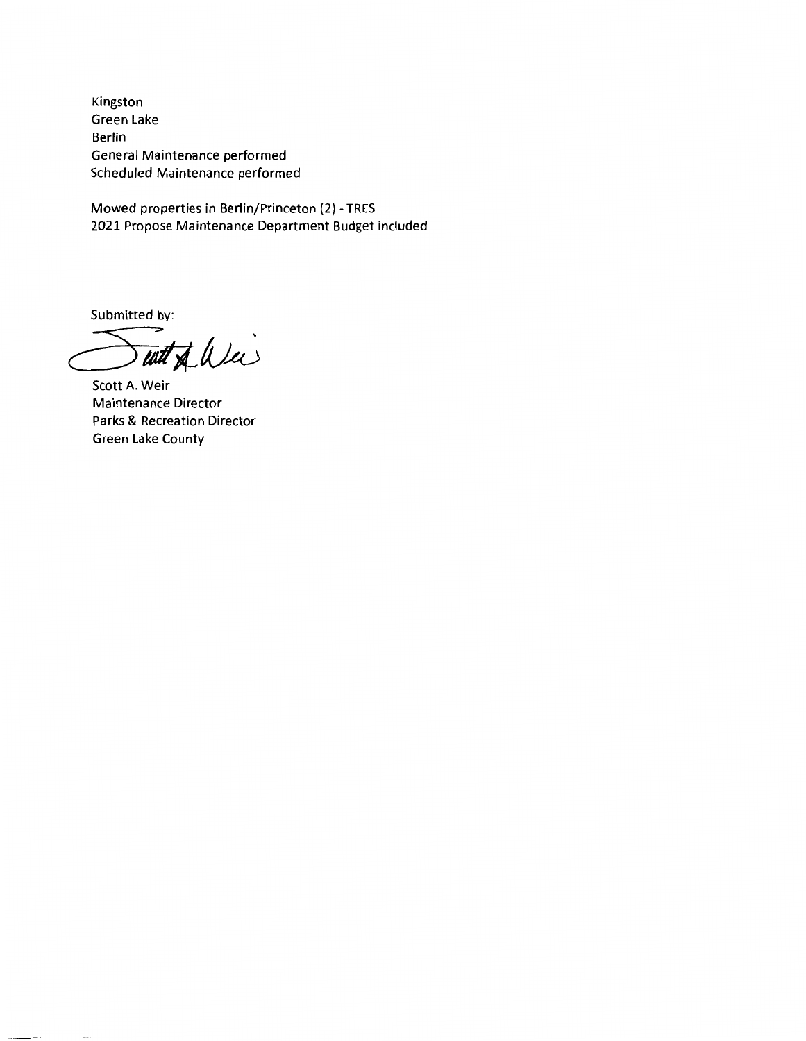Kingston
Green Lake
Berlin
General Maintenance performed
Scheduled Maintenance performed

Mowed properties in Berlin/Princeton (2) - TRES
2021 Propose Maintenance Department Budget included

Submitted by:

Scott A. Weir
Maintenance Director
Parks & Recreation Director
Green Lake County